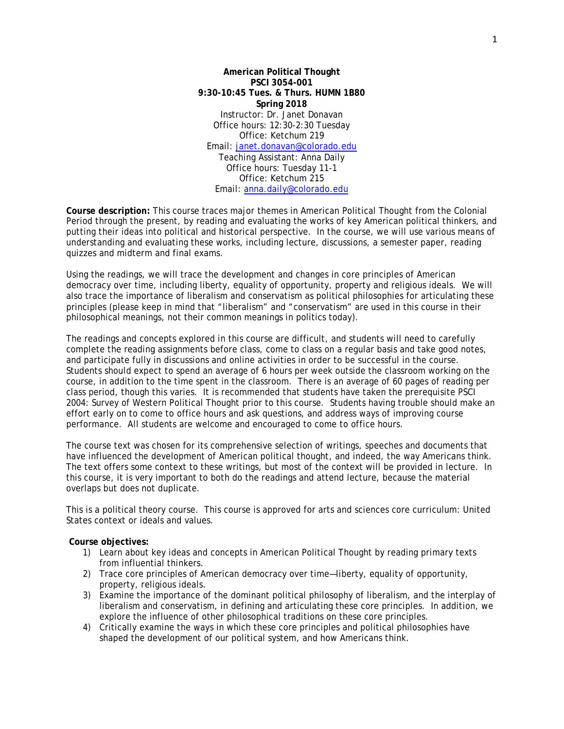**American Political Thought**
**PSCI 3054-001**
**9:30-10:45 Tues. & Thurs. HUMN 1B80**
**Spring 2018**

Instructor: Dr. Janet Donavan
Office hours: 12:30-2:30 Tuesday
Office: Ketchum 219
Email: janet.donavan@colorado.edu
Teaching Assistant: Anna Daily
Office hours: Tuesday 11-1
Office: Ketchum 215
Email: anna.daily@colorado.edu

**Course description:** This course traces major themes in American Political Thought from the Colonial Period through the present, by reading and evaluating the works of key American political thinkers, and putting their ideas into political and historical perspective. In the course, we will use various means of understanding and evaluating these works, including lecture, discussions, a semester paper, reading quizzes and midterm and final exams.

Using the readings, we will trace the development and changes in core principles of American democracy over time, including liberty, equality of opportunity, property and religious ideals. We will also trace the importance of liberalism and conservatism as political philosophies for articulating these principles (please keep in mind that "liberalism" and "conservatism" are used in this course in their philosophical meanings, not their common meanings in politics today).

The readings and concepts explored in this course are difficult, and students will need to carefully complete the reading assignments before class, come to class on a regular basis and take good notes, and participate fully in discussions and online activities in order to be successful in the course. Students should expect to spend an average of 6 hours per week outside the classroom working on the course, in addition to the time spent in the classroom. There is an average of 60 pages of reading per class period, though this varies. It is recommended that students have taken the prerequisite PSCI 2004: Survey of Western Political Thought prior to this course. Students having trouble should make an effort early on to come to office hours and ask questions, and address ways of improving course performance. All students are welcome and encouraged to come to office hours.

The course text was chosen for its comprehensive selection of writings, speeches and documents that have influenced the development of American political thought, and indeed, the way Americans think. The text offers some context to these writings, but most of the context will be provided in lecture. In this course, it is very important to both do the readings and attend lecture, because the material overlaps but does not duplicate.

This is a political theory course. This course is approved for arts and sciences core curriculum: United States context or ideals and values.

**Course objectives:**

1) Learn about key ideas and concepts in American Political Thought by reading primary texts from influential thinkers.
2) Trace core principles of American democracy over time—liberty, equality of opportunity, property, religious ideals.
3) Examine the importance of the dominant political philosophy of liberalism, and the interplay of liberalism and conservatism, in defining and articulating these core principles. In addition, we explore the influence of other philosophical traditions on these core principles.
4) Critically examine the ways in which these core principles and political philosophies have shaped the development of our political system, and how Americans think.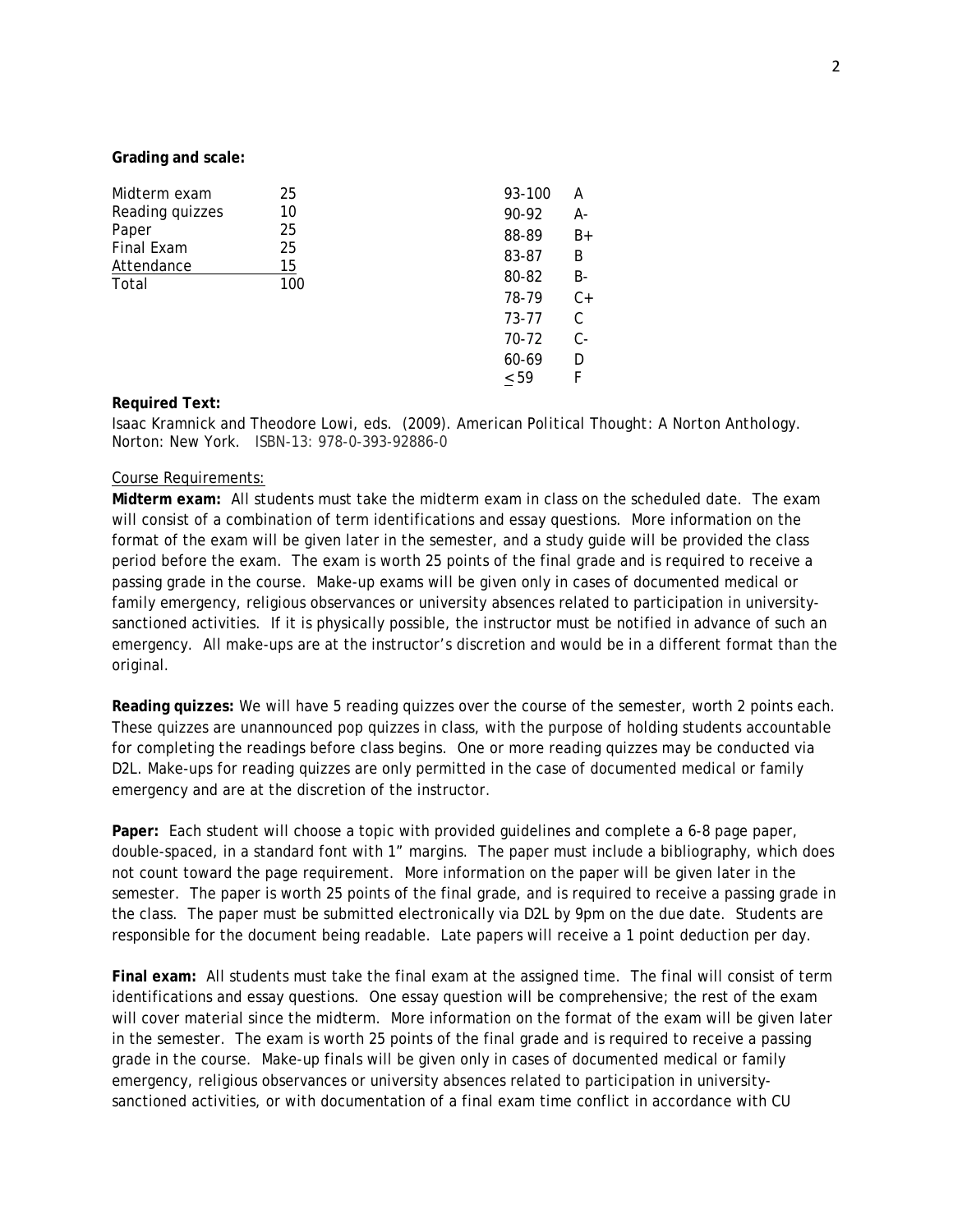**Grading and scale:**

| Component | Points |
|---|---|
| Midterm exam | 25 |
| Reading quizzes | 10 |
| Paper | 25 |
| Final Exam | 25 |
| Attendance | 15 |
| Total | 100 |

| Score | Grade |
|---|---|
| 93-100 | A |
| 90-92 | A- |
| 88-89 | B+ |
| 83-87 | B |
| 80-82 | B- |
| 78-79 | C+ |
| 73-77 | C |
| 70-72 | C- |
| 60-69 | D |
| ≤ 59 | F |

**Required Text:**

Isaac Kramnick and Theodore Lowi, eds. (2009). *American Political Thought: A Norton Anthology.* Norton: New York. ISBN-13: 978-0-393-92886-0

Course Requirements:

**Midterm exam:** All students must take the midterm exam in class on the scheduled date. The exam will consist of a combination of term identifications and essay questions. More information on the format of the exam will be given later in the semester, and a study guide will be provided the class period before the exam. The exam is worth 25 points of the final grade and is required to receive a passing grade in the course. Make-up exams will be given only in cases of documented medical or family emergency, religious observances or university absences related to participation in university-sanctioned activities. If it is physically possible, the instructor must be notified in advance of such an emergency. All make-ups are at the instructor's discretion and would be in a different format than the original.

**Reading quizzes:** We will have 5 reading quizzes over the course of the semester, worth 2 points each. These quizzes are unannounced pop quizzes in class, with the purpose of holding students accountable for completing the readings before class begins. One or more reading quizzes may be conducted via D2L. Make-ups for reading quizzes are only permitted in the case of documented medical or family emergency and are at the discretion of the instructor.

**Paper:** Each student will choose a topic with provided guidelines and complete a 6-8 page paper, double-spaced, in a standard font with 1" margins. The paper must include a bibliography, which does not count toward the page requirement. More information on the paper will be given later in the semester. The paper is worth 25 points of the final grade, and is required to receive a passing grade in the class. The paper must be submitted electronically via D2L by 9pm on the due date. Students are responsible for the document being readable. Late papers will receive a 1 point deduction per day.

**Final exam:** All students must take the final exam at the assigned time. The final will consist of term identifications and essay questions. One essay question will be comprehensive; the rest of the exam will cover material since the midterm. More information on the format of the exam will be given later in the semester. The exam is worth 25 points of the final grade and is required to receive a passing grade in the course. Make-up finals will be given only in cases of documented medical or family emergency, religious observances or university absences related to participation in university-sanctioned activities, or with documentation of a final exam time conflict in accordance with CU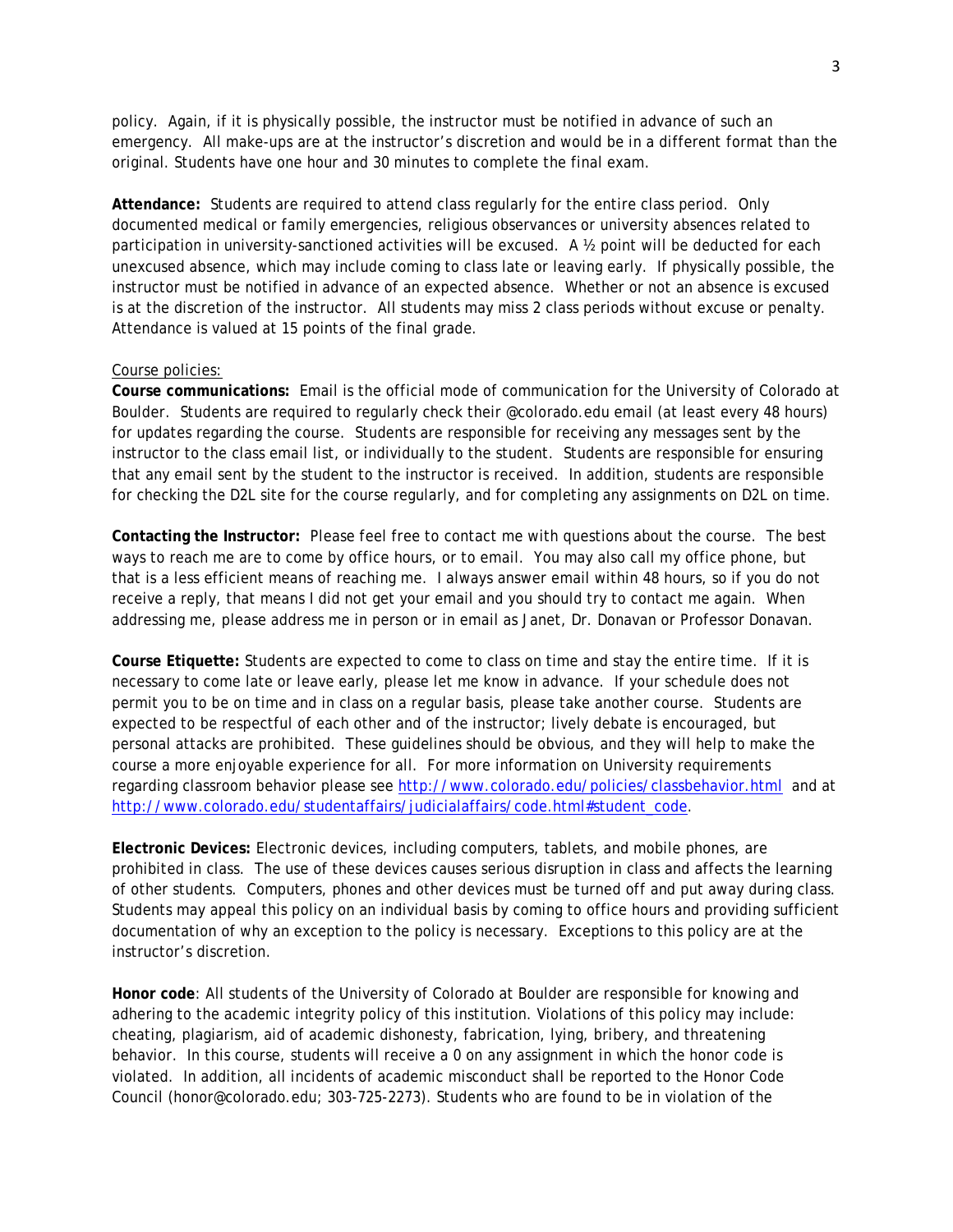policy. Again, if it is physically possible, the instructor must be notified in advance of such an emergency. All make-ups are at the instructor's discretion and would be in a different format than the original. Students have one hour and 30 minutes to complete the final exam.

**Attendance:** Students are required to attend class regularly for the entire class period. Only documented medical or family emergencies, religious observances or university absences related to participation in university-sanctioned activities will be excused. A ½ point will be deducted for each unexcused absence, which may include coming to class late or leaving early. If physically possible, the instructor must be notified in advance of an expected absence. Whether or not an absence is excused is at the discretion of the instructor. All students may miss 2 class periods without excuse or penalty. Attendance is valued at 15 points of the final grade.

Course policies:

**Course communications:** Email is the official mode of communication for the University of Colorado at Boulder. Students are required to regularly check their @colorado.edu email (at least every 48 hours) for updates regarding the course. Students are responsible for receiving any messages sent by the instructor to the class email list, or individually to the student. Students are responsible for ensuring that any email sent by the student to the instructor is received. In addition, students are responsible for checking the D2L site for the course regularly, and for completing any assignments on D2L on time.

**Contacting the Instructor:** Please feel free to contact me with questions about the course. The best ways to reach me are to come by office hours, or to email. You may also call my office phone, but that is a less efficient means of reaching me. I always answer email within 48 hours, so if you do not receive a reply, that means I did not get your email and you should try to contact me again. When addressing me, please address me in person or in email as Janet, Dr. Donavan or Professor Donavan.

**Course Etiquette:** Students are expected to come to class on time and stay the entire time. If it is necessary to come late or leave early, please let me know in advance. If your schedule does not permit you to be on time and in class on a regular basis, please take another course. Students are expected to be respectful of each other and of the instructor; lively debate is encouraged, but personal attacks are prohibited. These guidelines should be obvious, and they will help to make the course a more enjoyable experience for all. For more information on University requirements regarding classroom behavior please see http://www.colorado.edu/policies/classbehavior.html and at http://www.colorado.edu/studentaffairs/judicialaffairs/code.html#student_code.

**Electronic Devices:** Electronic devices, including computers, tablets, and mobile phones, are prohibited in class. The use of these devices causes serious disruption in class and affects the learning of other students. Computers, phones and other devices must be turned off and put away during class. Students may appeal this policy on an individual basis by coming to office hours and providing sufficient documentation of why an exception to the policy is necessary. Exceptions to this policy are at the instructor's discretion.

**Honor code**: All students of the University of Colorado at Boulder are responsible for knowing and adhering to the academic integrity policy of this institution. Violations of this policy may include: cheating, plagiarism, aid of academic dishonesty, fabrication, lying, bribery, and threatening behavior. In this course, students will receive a 0 on any assignment in which the honor code is violated. In addition, all incidents of academic misconduct shall be reported to the Honor Code Council (honor@colorado.edu; 303-725-2273). Students who are found to be in violation of the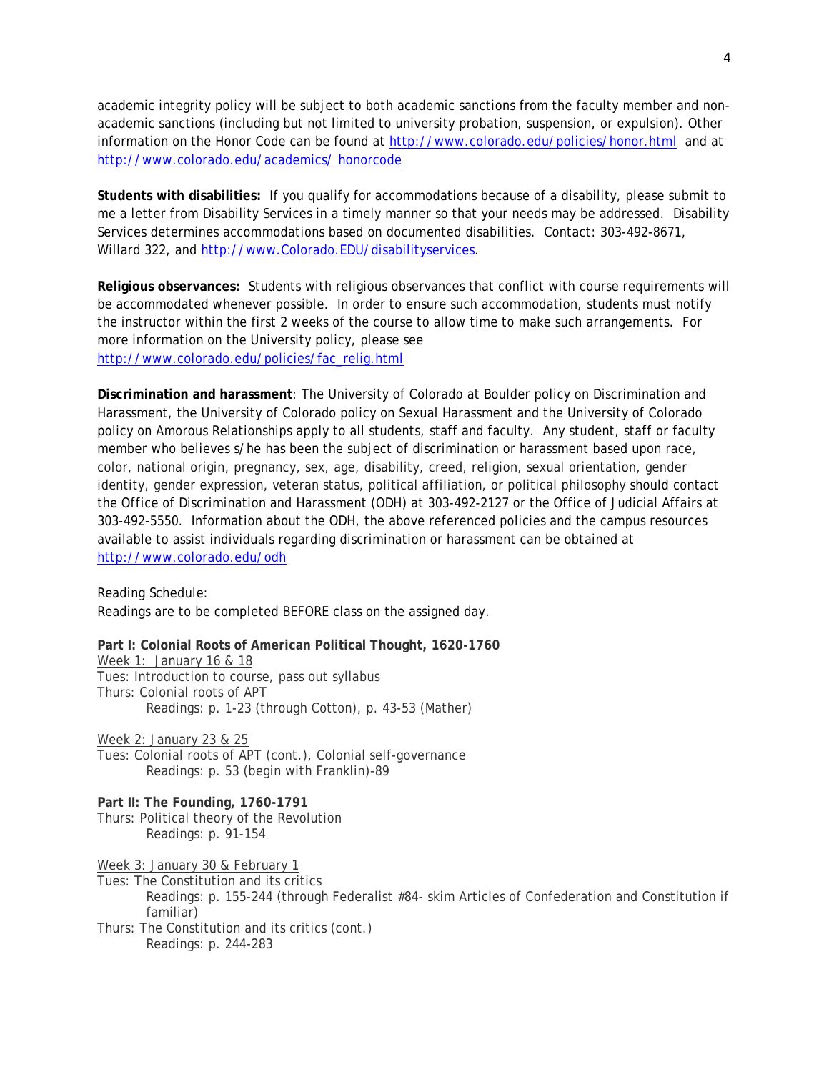academic integrity policy will be subject to both academic sanctions from the faculty member and non-academic sanctions (including but not limited to university probation, suspension, or expulsion). Other information on the Honor Code can be found at http://www.colorado.edu/policies/honor.html and at http://www.colorado.edu/academics/ honorcode

**Students with disabilities:** If you qualify for accommodations because of a disability, please submit to me a letter from Disability Services in a timely manner so that your needs may be addressed. Disability Services determines accommodations based on documented disabilities. Contact: 303-492-8671, Willard 322, and http://www.Colorado.EDU/disabilityservices.

**Religious observances:** Students with religious observances that conflict with course requirements will be accommodated whenever possible. In order to ensure such accommodation, students must notify the instructor within the first 2 weeks of the course to allow time to make such arrangements. For more information on the University policy, please see http://www.colorado.edu/policies/fac_relig.html

**Discrimination and harassment**: The University of Colorado at Boulder policy on Discrimination and Harassment, the University of Colorado policy on Sexual Harassment and the University of Colorado policy on Amorous Relationships apply to all students, staff and faculty. Any student, staff or faculty member who believes s/he has been the subject of discrimination or harassment based upon race, color, national origin, pregnancy, sex, age, disability, creed, religion, sexual orientation, gender identity, gender expression, veteran status, political affiliation, or political philosophy should contact the Office of Discrimination and Harassment (ODH) at 303-492-2127 or the Office of Judicial Affairs at 303-492-5550. Information about the ODH, the above referenced policies and the campus resources available to assist individuals regarding discrimination or harassment can be obtained at http://www.colorado.edu/odh

Reading Schedule:
Readings are to be completed BEFORE class on the assigned day.

**Part I: Colonial Roots of American Political Thought, 1620-1760**

Week 1: January 16 & 18
Tues: Introduction to course, pass out syllabus
Thurs: Colonial roots of APT
    Readings: p. 1-23 (through Cotton), p. 43-53 (Mather)

Week 2: January 23 & 25
Tues: Colonial roots of APT (cont.), Colonial self-governance
    Readings: p. 53 (begin with Franklin)-89

**Part II: The Founding, 1760-1791**

Thurs: Political theory of the Revolution
    Readings: p. 91-154

Week 3: January 30 & February 1
Tues: The Constitution and its critics
    Readings: p. 155-244 (through Federalist #84- skim Articles of Confederation and Constitution if familiar)
Thurs: The Constitution and its critics (cont.)
    Readings: p. 244-283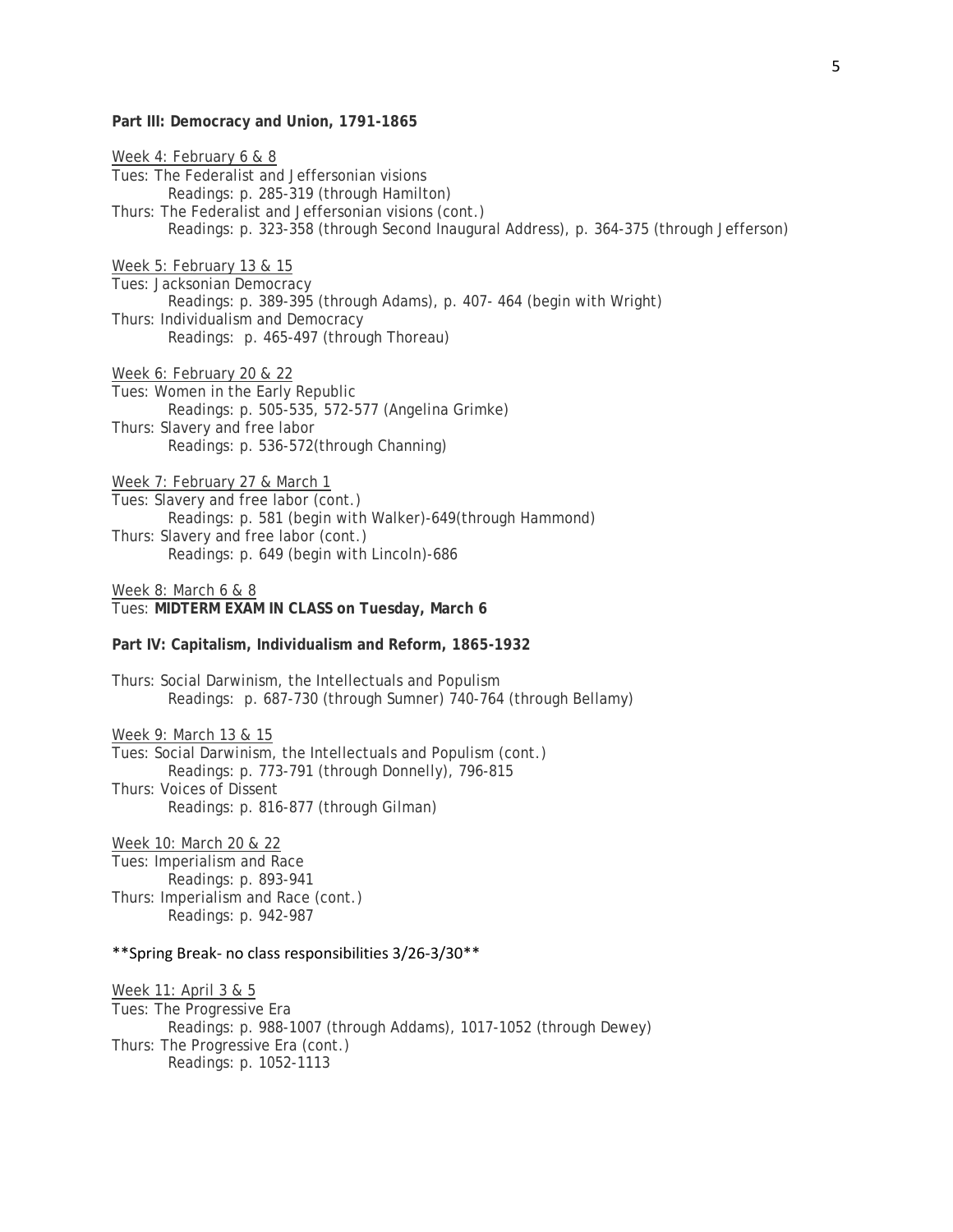**Part III: Democracy and Union, 1791-1865**

Week 4: February 6 & 8

Tues: The Federalist and Jeffersonian visions
    Readings: p. 285-319 (through Hamilton)

Thurs: The Federalist and Jeffersonian visions (cont.)
    Readings: p. 323-358 (through Second Inaugural Address), p. 364-375 (through Jefferson)

Week 5: February 13 & 15

Tues: Jacksonian Democracy
    Readings: p. 389-395 (through Adams), p. 407- 464 (begin with Wright)

Thurs: Individualism and Democracy
    Readings: p. 465-497 (through Thoreau)

Week 6: February 20 & 22

Tues: Women in the Early Republic
    Readings: p. 505-535, 572-577 (Angelina Grimke)

Thurs: Slavery and free labor
    Readings: p. 536-572(through Channing)

Week 7: February 27 & March 1

Tues: Slavery and free labor (cont.)
    Readings: p. 581 (begin with Walker)-649(through Hammond)

Thurs: Slavery and free labor (cont.)
    Readings: p. 649 (begin with Lincoln)-686

Week 8: March 6 & 8

Tues: **MIDTERM EXAM IN CLASS on Tuesday, March 6**

**Part IV: Capitalism, Individualism and Reform, 1865-1932**

Thurs: Social Darwinism, the Intellectuals and Populism
    Readings: p. 687-730 (through Sumner) 740-764 (through Bellamy)

Week 9: March 13 & 15

Tues: Social Darwinism, the Intellectuals and Populism (cont.)
    Readings: p. 773-791 (through Donnelly), 796-815

Thurs: Voices of Dissent
    Readings: p. 816-877 (through Gilman)

Week 10: March 20 & 22

Tues: Imperialism and Race
    Readings: p. 893-941

Thurs: Imperialism and Race (cont.)
    Readings: p. 942-987

**Spring Break- no class responsibilities 3/26-3/30**

Week 11: April 3 & 5

Tues: The Progressive Era
    Readings: p. 988-1007 (through Addams), 1017-1052 (through Dewey)

Thurs: The Progressive Era (cont.)
    Readings: p. 1052-1113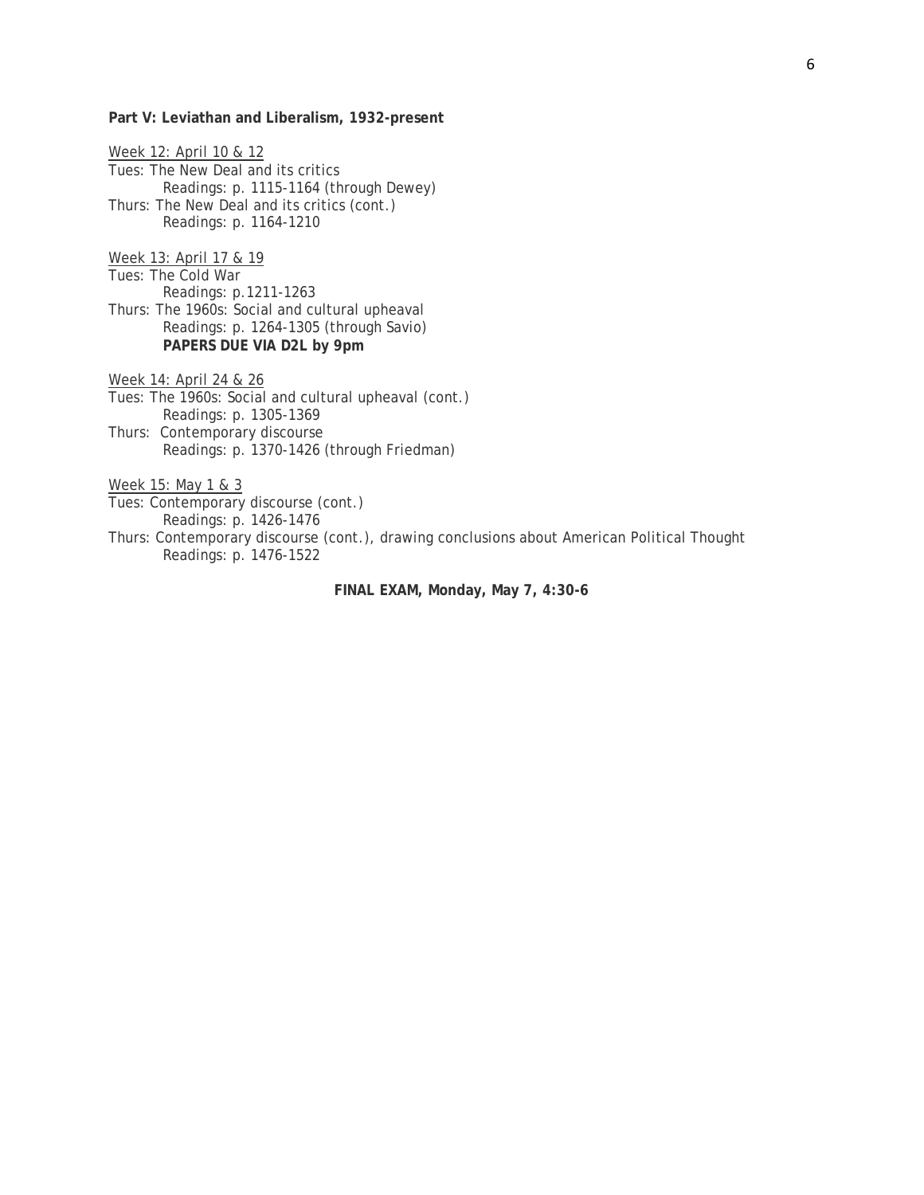**Part V: Leviathan and Liberalism, 1932-present**

Week 12: April 10 & 12

Tues: The New Deal and its critics
Readings: p. 1115-1164 (through Dewey)

Thurs: The New Deal and its critics (cont.)
Readings: p. 1164-1210

Week 13: April 17 & 19

Tues: The Cold War
Readings: p.1211-1263

Thurs: The 1960s: Social and cultural upheaval
Readings: p. 1264-1305 (through Savio)
**PAPERS DUE VIA D2L by 9pm**

Week 14: April 24 & 26

Tues: The 1960s: Social and cultural upheaval (cont.)
Readings: p. 1305-1369

Thurs: Contemporary discourse
Readings: p. 1370-1426 (through Friedman)

Week 15: May 1 & 3

Tues: Contemporary discourse (cont.)
Readings: p. 1426-1476

Thurs: Contemporary discourse (cont.), drawing conclusions about American Political Thought
Readings: p. 1476-1522

**FINAL EXAM, Monday, May 7, 4:30-6**